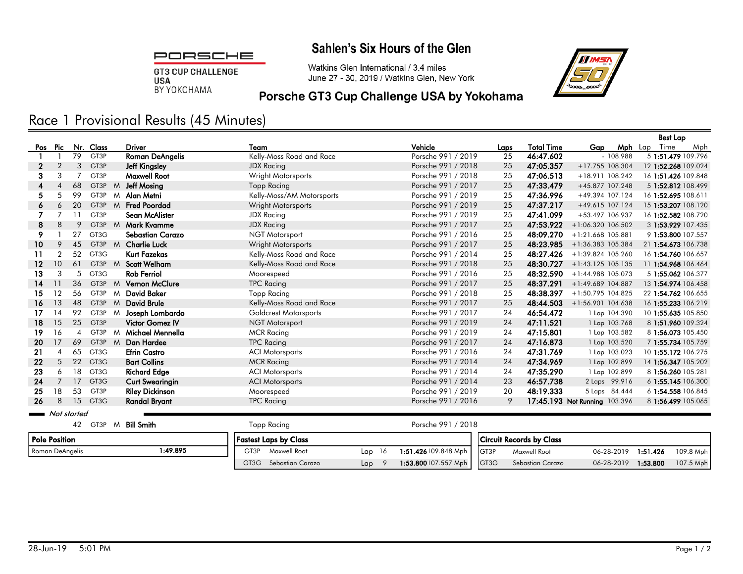PORSCHE

GT3 CUP CHALLENGE USA BY YOKOHAMA

# Sahlen's Six Hours of the Glen

Watkins Glen International / 3.4 miles
June 27 - 30, 2019 / Watkins Glen, New York

## Porsche GT3 Cup Challenge USA by Yokohama

## Race 1 Provisional Results (45 Minutes)

| Pos | Pic | Nr. | Class | | Driver | Team | Vehicle | Laps | Total Time | Gap | Mph | Best Lap Lap | Best Lap Time | Best Lap Mph |
|---|---|---|---|---|---|---|---|---|---|---|---|---|---|---|
| 1 | 1 | 79 | GT3P | | Roman DeAngelis | Kelly-Moss Road and Race | Porsche 991 / 2019 | 25 | 46:47.602 | - | 108.988 | 5 | 1:51.479 | 109.796 |
| 2 | 2 | 3 | GT3P | | Jeff Kingsley | JDX Racing | Porsche 991 / 2018 | 25 | 47:05.357 | +17.755 | 108.304 | 12 | 1:52.268 | 109.024 |
| 3 | 3 | 7 | GT3P | | Maxwell Root | Wright Motorsports | Porsche 991 / 2018 | 25 | 47:06.513 | +18.911 | 108.242 | 16 | 1:51.426 | 109.848 |
| 4 | 4 | 68 | GT3P | M | Jeff Mosing | Topp Racing | Porsche 991 / 2017 | 25 | 47:33.479 | +45.877 | 107.248 | 5 | 1:52.812 | 108.499 |
| 5 | 5 | 99 | GT3P | M | Alan Metni | Kelly-Moss/AM Motorsports | Porsche 991 / 2019 | 25 | 47:36.996 | +49.394 | 107.124 | 16 | 1:52.695 | 108.611 |
| 6 | 6 | 20 | GT3P | M | Fred Poordad | Wright Motorsports | Porsche 991 / 2019 | 25 | 47:37.217 | +49.615 | 107.124 | 15 | 1:53.207 | 108.120 |
| 7 | 7 | 11 | GT3P | | Sean McAlister | JDX Racing | Porsche 991 / 2019 | 25 | 47:41.099 | +53.497 | 106.937 | 16 | 1:52.582 | 108.720 |
| 8 | 8 | 9 | GT3P | M | Mark Kvamme | JDX Racing | Porsche 991 / 2017 | 25 | 47:53.922 | +1:06.320 | 106.502 | 3 | 1:53.929 | 107.435 |
| 9 | 1 | 27 | GT3G | | Sebastian Carazo | NGT Motorsport | Porsche 991 / 2016 | 25 | 48:09.270 | +1:21.668 | 105.881 | 9 | 1:53.800 | 107.557 |
| 10 | 9 | 45 | GT3P | M | Charlie Luck | Wright Motorsports | Porsche 991 / 2017 | 25 | 48:23.985 | +1:36.383 | 105.384 | 21 | 1:54.673 | 106.738 |
| 11 | 2 | 52 | GT3G | | Kurt Fazekas | Kelly-Moss Road and Race | Porsche 991 / 2014 | 25 | 48:27.426 | +1:39.824 | 105.260 | 16 | 1:54.760 | 106.657 |
| 12 | 10 | 61 | GT3P | M | Scott Welham | Kelly-Moss Road and Race | Porsche 991 / 2018 | 25 | 48:30.727 | +1:43.125 | 105.135 | 11 | 1:54.968 | 106.464 |
| 13 | 3 | 5 | GT3G | | Rob Ferriol | Moorespeed | Porsche 991 / 2016 | 25 | 48:32.590 | +1:44.988 | 105.073 | 5 | 1:55.062 | 106.377 |
| 14 | 11 | 36 | GT3P | M | Vernon McClure | TPC Racing | Porsche 991 / 2017 | 25 | 48:37.291 | +1:49.689 | 104.887 | 13 | 1:54.974 | 106.458 |
| 15 | 12 | 56 | GT3P | M | David Baker | Topp Racing | Porsche 991 / 2018 | 25 | 48:38.397 | +1:50.795 | 104.825 | 22 | 1:54.762 | 106.655 |
| 16 | 13 | 48 | GT3P | M | David Brule | Kelly-Moss Road and Race | Porsche 991 / 2017 | 25 | 48:44.503 | +1:56.901 | 104.638 | 16 | 1:55.233 | 106.219 |
| 17 | 14 | 92 | GT3P | M | Joseph Lombardo | Goldcrest Motorsports | Porsche 991 / 2017 | 24 | 46:54.472 | 1 Lap | 104.390 | 10 | 1:55.635 | 105.850 |
| 18 | 15 | 25 | GT3P | | Victor Gomez IV | NGT Motorsport | Porsche 991 / 2019 | 24 | 47:11.521 | 1 Lap | 103.768 | 8 | 1:51.960 | 109.324 |
| 19 | 16 | 4 | GT3P | M | Michael Mennella | MCR Racing | Porsche 991 / 2019 | 24 | 47:15.801 | 1 Lap | 103.582 | 8 | 1:56.073 | 105.450 |
| 20 | 17 | 69 | GT3P | M | Dan Hardee | TPC Racing | Porsche 991 / 2017 | 24 | 47:16.873 | 1 Lap | 103.520 | 7 | 1:55.734 | 105.759 |
| 21 | 4 | 65 | GT3G | | Efrin Castro | ACI Motorsports | Porsche 991 / 2016 | 24 | 47:31.769 | 1 Lap | 103.023 | 10 | 1:55.172 | 106.275 |
| 22 | 5 | 22 | GT3G | | Bart Collins | MCR Racing | Porsche 991 / 2014 | 24 | 47:34.969 | 1 Lap | 102.899 | 14 | 1:56.347 | 105.202 |
| 23 | 6 | 18 | GT3G | | Richard Edge | ACI Motorsports | Porsche 991 / 2014 | 24 | 47:35.290 | 1 Lap | 102.899 | 8 | 1:56.260 | 105.281 |
| 24 | 7 | 17 | GT3G | | Curt Swearingin | ACI Motorsports | Porsche 991 / 2014 | 23 | 46:57.738 | 2 Laps | 99.916 | 6 | 1:55.145 | 106.300 |
| 25 | 18 | 53 | GT3P | | Riley Dickinson | Moorespeed | Porsche 991 / 2019 | 20 | 48:19.333 | 5 Laps | 84.444 | 6 | 1:54.558 | 106.845 |
| 26 | 8 | 15 | GT3G | | Randal Bryant | TPC Racing | Porsche 991 / 2016 | 9 | 17:45.193 | Not Running | 103.396 | 8 | 1:56.499 | 105.065 |

*Not started*

| Nr. | Class | | Driver | Team | Vehicle |
|---|---|---|---|---|---|
| 42 | GT3P | M | Bill Smith | Topp Racing | Porsche 991 / 2018 |

| Pole Position | |
|---|---|
| Roman DeAngelis | 1:49.895 |

| Fastest Laps by Class | | | | |
|---|---|---|---|---|
| GT3P | Maxwell Root | Lap 16 | 1:51.426 | 109.848 Mph |
| GT3G | Sebastian Carazo | Lap 9 | 1:53.800 | 107.557 Mph |

| Circuit Records by Class | | | | |
|---|---|---|---|---|
| GT3P | Maxwell Root | 06-28-2019 | 1:51.426 | 109.8 Mph |
| GT3G | Sebastian Carazo | 06-28-2019 | 1:53.800 | 107.5 Mph |

28-Jun-19 5:01 PM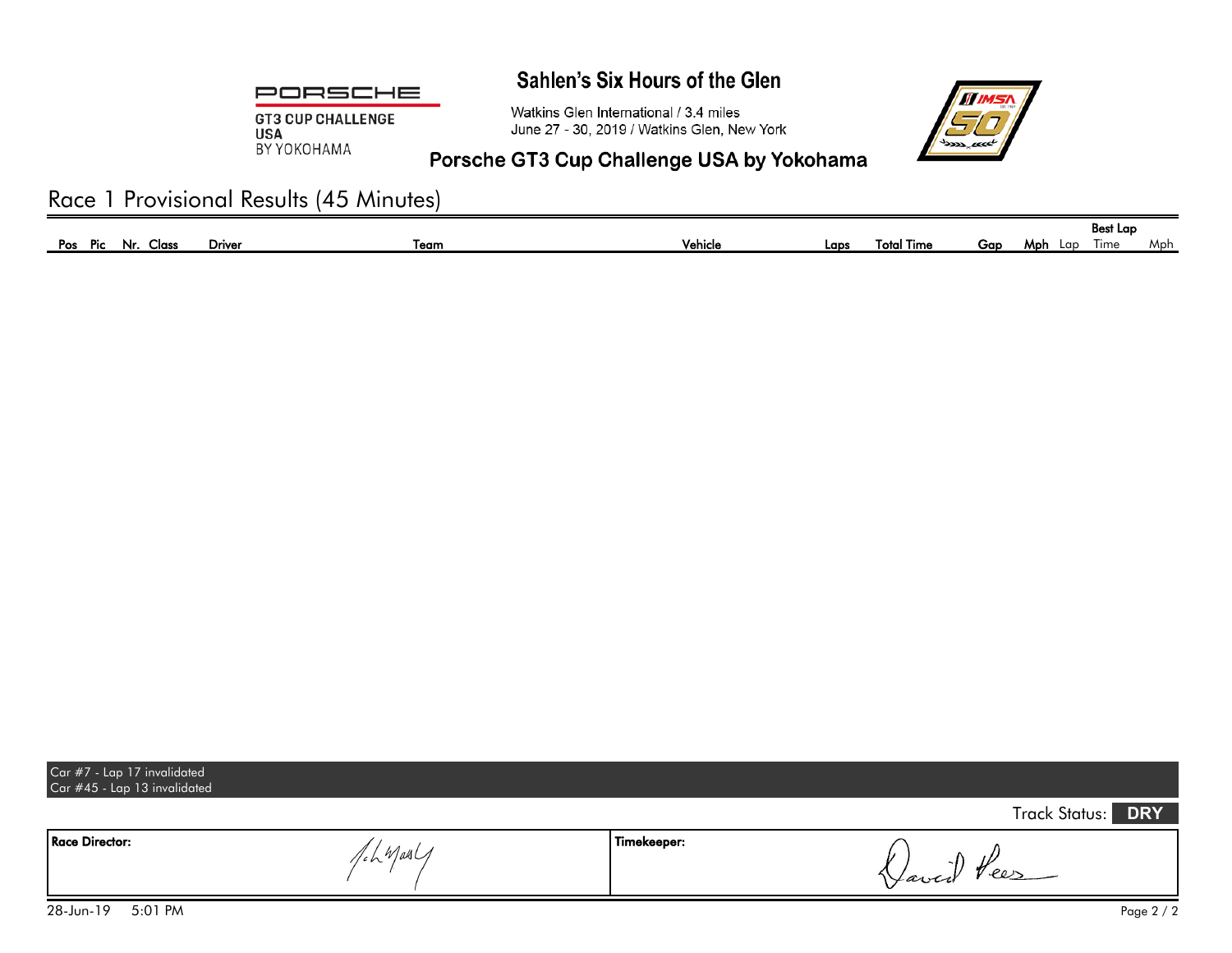# Sahlen's Six Hours of the Glen

Watkins Glen International / 3.4 miles
June 27 - 30, 2019 / Watkins Glen, New York

## Porsche GT3 Cup Challenge USA by Yokohama

## Race 1 Provisional Results (45 Minutes)

| Pos | Pic | Nr. | Class | Driver | Team | Vehicle | Laps | Total Time | Gap | Mph | Best Lap Lap | Best Lap Time | Best Lap Mph |
|---|---|---|---|---|---|---|---|---|---|---|---|---|---|

Car #7 - Lap 17 invalidated
Car #45 - Lap 13 invalidated

Track Status: **DRY**

| **Race Director:** | **Timekeeper:** |
|---|---|
| | |

28-Jun-19 5:01 PM